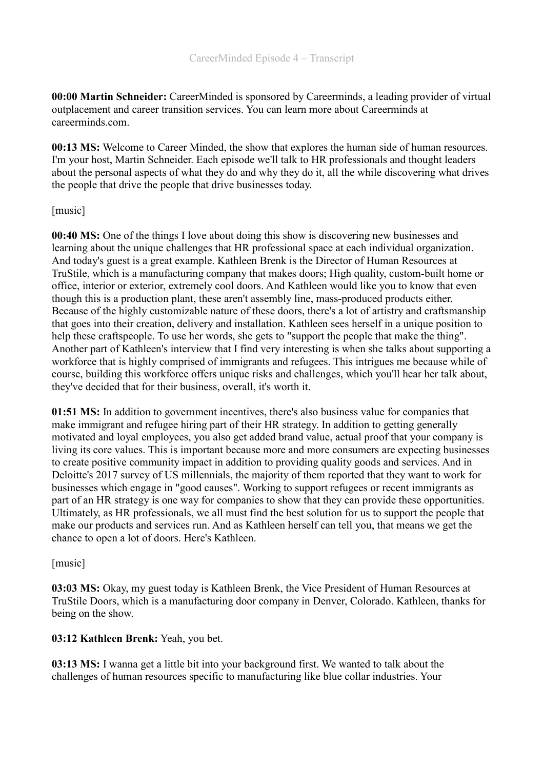CareerMinded Episode 4 – Transcript

**00:00 Martin Schneider:** CareerMinded is sponsored by Careerminds, a leading provider of virtual outplacement and career transition services. You can learn more about Careerminds at careerminds.com.

**00:13 MS:** Welcome to Career Minded, the show that explores the human side of human resources. I'm your host, Martin Schneider. Each episode we'll talk to HR professionals and thought leaders about the personal aspects of what they do and why they do it, all the while discovering what drives the people that drive the people that drive businesses today.

[music]

**00:40 MS:** One of the things I love about doing this show is discovering new businesses and learning about the unique challenges that HR professional space at each individual organization. And today's guest is a great example. Kathleen Brenk is the Director of Human Resources at TruStile, which is a manufacturing company that makes doors; High quality, custom-built home or office, interior or exterior, extremely cool doors. And Kathleen would like you to know that even though this is a production plant, these aren't assembly line, mass-produced products either. Because of the highly customizable nature of these doors, there's a lot of artistry and craftsmanship that goes into their creation, delivery and installation. Kathleen sees herself in a unique position to help these craftspeople. To use her words, she gets to "support the people that make the thing". Another part of Kathleen's interview that I find very interesting is when she talks about supporting a workforce that is highly comprised of immigrants and refugees. This intrigues me because while of course, building this workforce offers unique risks and challenges, which you'll hear her talk about, they've decided that for their business, overall, it's worth it.

**01:51 MS:** In addition to government incentives, there's also business value for companies that make immigrant and refugee hiring part of their HR strategy. In addition to getting generally motivated and loyal employees, you also get added brand value, actual proof that your company is living its core values. This is important because more and more consumers are expecting businesses to create positive community impact in addition to providing quality goods and services. And in Deloitte's 2017 survey of US millennials, the majority of them reported that they want to work for businesses which engage in "good causes". Working to support refugees or recent immigrants as part of an HR strategy is one way for companies to show that they can provide these opportunities. Ultimately, as HR professionals, we all must find the best solution for us to support the people that make our products and services run. And as Kathleen herself can tell you, that means we get the chance to open a lot of doors. Here's Kathleen.

[music]

**03:03 MS:** Okay, my guest today is Kathleen Brenk, the Vice President of Human Resources at TruStile Doors, which is a manufacturing door company in Denver, Colorado. Kathleen, thanks for being on the show.

**03:12 Kathleen Brenk:** Yeah, you bet.

**03:13 MS:** I wanna get a little bit into your background first. We wanted to talk about the challenges of human resources specific to manufacturing like blue collar industries. Your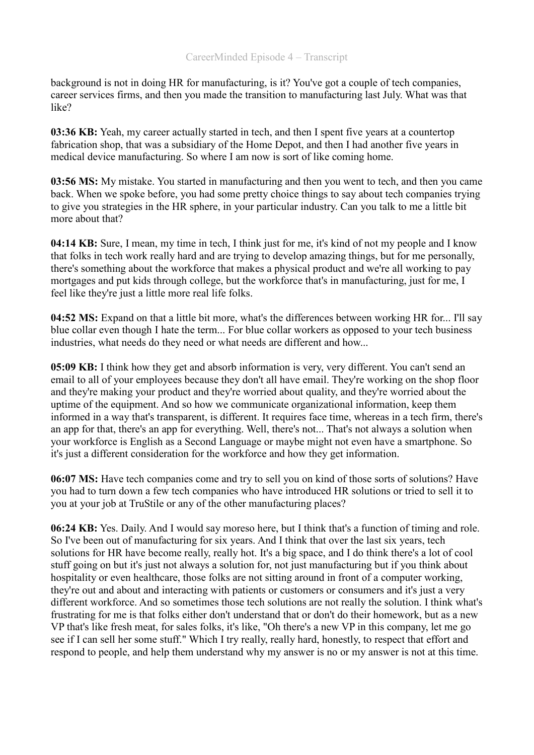background is not in doing HR for manufacturing, is it? You've got a couple of tech companies, career services firms, and then you made the transition to manufacturing last July. What was that like?

**03:36 KB:** Yeah, my career actually started in tech, and then I spent five years at a countertop fabrication shop, that was a subsidiary of the Home Depot, and then I had another five years in medical device manufacturing. So where I am now is sort of like coming home.

**03:56 MS:** My mistake. You started in manufacturing and then you went to tech, and then you came back. When we spoke before, you had some pretty choice things to say about tech companies trying to give you strategies in the HR sphere, in your particular industry. Can you talk to me a little bit more about that?

**04:14 KB:** Sure, I mean, my time in tech, I think just for me, it's kind of not my people and I know that folks in tech work really hard and are trying to develop amazing things, but for me personally, there's something about the workforce that makes a physical product and we're all working to pay mortgages and put kids through college, but the workforce that's in manufacturing, just for me, I feel like they're just a little more real life folks.

**04:52 MS:** Expand on that a little bit more, what's the differences between working HR for... I'll say blue collar even though I hate the term... For blue collar workers as opposed to your tech business industries, what needs do they need or what needs are different and how...

**05:09 KB:** I think how they get and absorb information is very, very different. You can't send an email to all of your employees because they don't all have email. They're working on the shop floor and they're making your product and they're worried about quality, and they're worried about the uptime of the equipment. And so how we communicate organizational information, keep them informed in a way that's transparent, is different. It requires face time, whereas in a tech firm, there's an app for that, there's an app for everything. Well, there's not... That's not always a solution when your workforce is English as a Second Language or maybe might not even have a smartphone. So it's just a different consideration for the workforce and how they get information.

**06:07 MS:** Have tech companies come and try to sell you on kind of those sorts of solutions? Have you had to turn down a few tech companies who have introduced HR solutions or tried to sell it to you at your job at TruStile or any of the other manufacturing places?

**06:24 KB:** Yes. Daily. And I would say moreso here, but I think that's a function of timing and role. So I've been out of manufacturing for six years. And I think that over the last six years, tech solutions for HR have become really, really hot. It's a big space, and I do think there's a lot of cool stuff going on but it's just not always a solution for, not just manufacturing but if you think about hospitality or even healthcare, those folks are not sitting around in front of a computer working, they're out and about and interacting with patients or customers or consumers and it's just a very different workforce. And so sometimes those tech solutions are not really the solution. I think what's frustrating for me is that folks either don't understand that or don't do their homework, but as a new VP that's like fresh meat, for sales folks, it's like, "Oh there's a new VP in this company, let me go see if I can sell her some stuff." Which I try really, really hard, honestly, to respect that effort and respond to people, and help them understand why my answer is no or my answer is not at this time.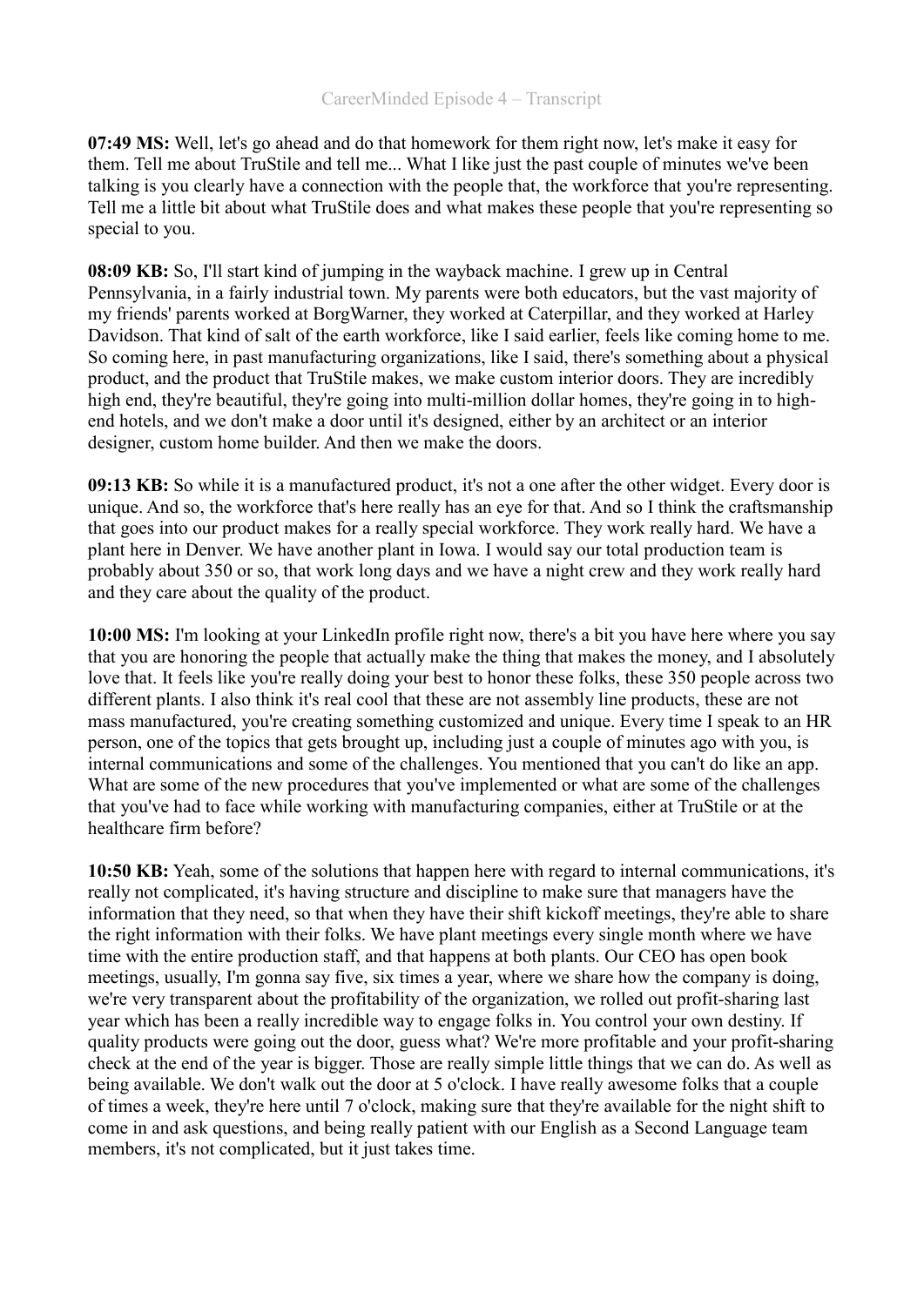**07:49 MS:** Well, let's go ahead and do that homework for them right now, let's make it easy for them. Tell me about TruStile and tell me... What I like just the past couple of minutes we've been talking is you clearly have a connection with the people that, the workforce that you're representing. Tell me a little bit about what TruStile does and what makes these people that you're representing so special to you.

**08:09 KB:** So, I'll start kind of jumping in the wayback machine. I grew up in Central Pennsylvania, in a fairly industrial town. My parents were both educators, but the vast majority of my friends' parents worked at BorgWarner, they worked at Caterpillar, and they worked at Harley Davidson. That kind of salt of the earth workforce, like I said earlier, feels like coming home to me. So coming here, in past manufacturing organizations, like I said, there's something about a physical product, and the product that TruStile makes, we make custom interior doors. They are incredibly high end, they're beautiful, they're going into multi-million dollar homes, they're going in to high-end hotels, and we don't make a door until it's designed, either by an architect or an interior designer, custom home builder. And then we make the doors.

**09:13 KB:** So while it is a manufactured product, it's not a one after the other widget. Every door is unique. And so, the workforce that's here really has an eye for that. And so I think the craftsmanship that goes into our product makes for a really special workforce. They work really hard. We have a plant here in Denver. We have another plant in Iowa. I would say our total production team is probably about 350 or so, that work long days and we have a night crew and they work really hard and they care about the quality of the product.

**10:00 MS:** I'm looking at your LinkedIn profile right now, there's a bit you have here where you say that you are honoring the people that actually make the thing that makes the money, and I absolutely love that. It feels like you're really doing your best to honor these folks, these 350 people across two different plants. I also think it's real cool that these are not assembly line products, these are not mass manufactured, you're creating something customized and unique. Every time I speak to an HR person, one of the topics that gets brought up, including just a couple of minutes ago with you, is internal communications and some of the challenges. You mentioned that you can't do like an app. What are some of the new procedures that you've implemented or what are some of the challenges that you've had to face while working with manufacturing companies, either at TruStile or at the healthcare firm before?

**10:50 KB:** Yeah, some of the solutions that happen here with regard to internal communications, it's really not complicated, it's having structure and discipline to make sure that managers have the information that they need, so that when they have their shift kickoff meetings, they're able to share the right information with their folks. We have plant meetings every single month where we have time with the entire production staff, and that happens at both plants. Our CEO has open book meetings, usually, I'm gonna say five, six times a year, where we share how the company is doing, we're very transparent about the profitability of the organization, we rolled out profit-sharing last year which has been a really incredible way to engage folks in. You control your own destiny. If quality products were going out the door, guess what? We're more profitable and your profit-sharing check at the end of the year is bigger. Those are really simple little things that we can do. As well as being available. We don't walk out the door at 5 o'clock. I have really awesome folks that a couple of times a week, they're here until 7 o'clock, making sure that they're available for the night shift to come in and ask questions, and being really patient with our English as a Second Language team members, it's not complicated, but it just takes time.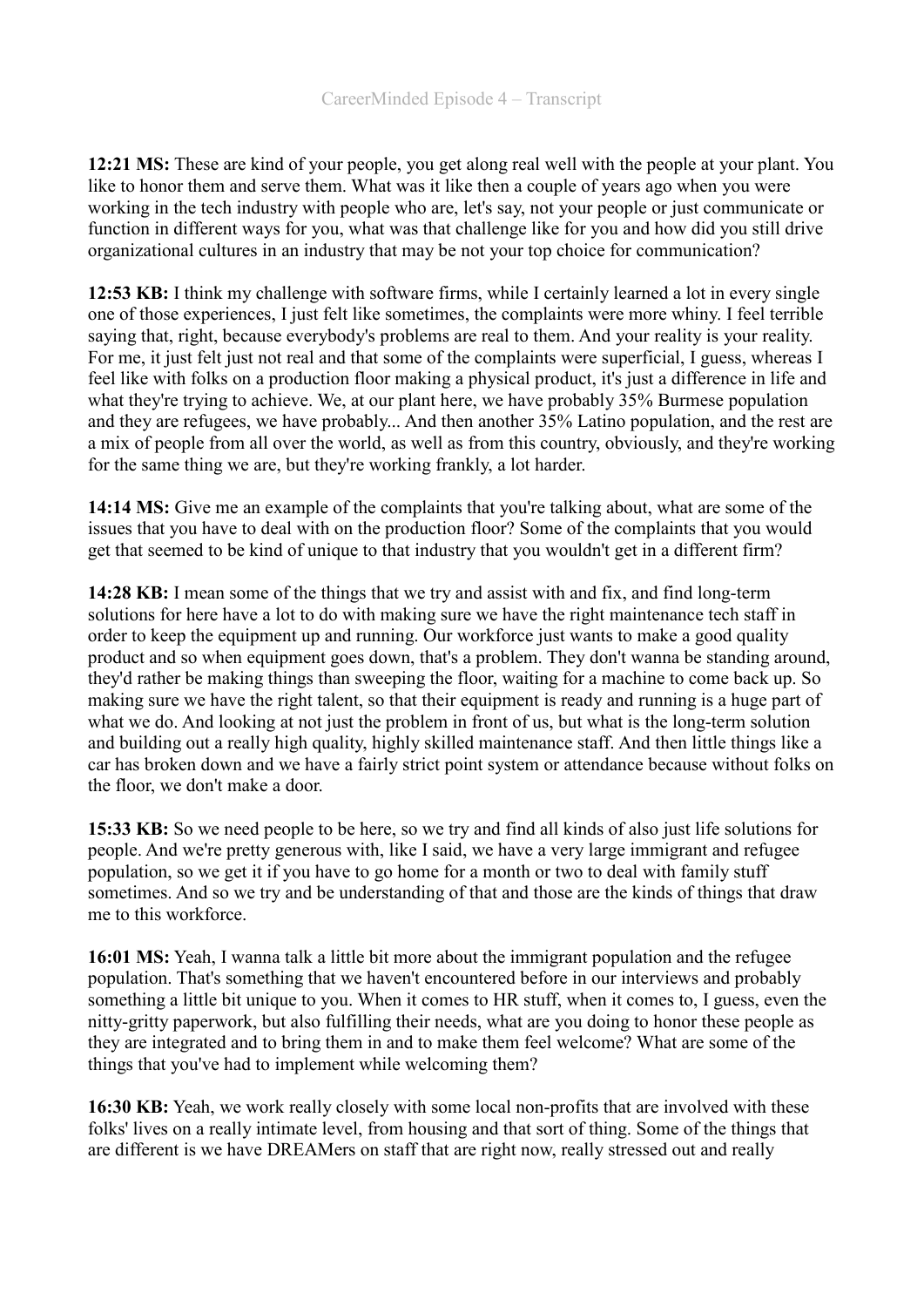**12:21 MS:** These are kind of your people, you get along real well with the people at your plant. You like to honor them and serve them. What was it like then a couple of years ago when you were working in the tech industry with people who are, let's say, not your people or just communicate or function in different ways for you, what was that challenge like for you and how did you still drive organizational cultures in an industry that may be not your top choice for communication?

**12:53 KB:** I think my challenge with software firms, while I certainly learned a lot in every single one of those experiences, I just felt like sometimes, the complaints were more whiny. I feel terrible saying that, right, because everybody's problems are real to them. And your reality is your reality. For me, it just felt just not real and that some of the complaints were superficial, I guess, whereas I feel like with folks on a production floor making a physical product, it's just a difference in life and what they're trying to achieve. We, at our plant here, we have probably 35% Burmese population and they are refugees, we have probably... And then another 35% Latino population, and the rest are a mix of people from all over the world, as well as from this country, obviously, and they're working for the same thing we are, but they're working frankly, a lot harder.

**14:14 MS:** Give me an example of the complaints that you're talking about, what are some of the issues that you have to deal with on the production floor? Some of the complaints that you would get that seemed to be kind of unique to that industry that you wouldn't get in a different firm?

**14:28 KB:** I mean some of the things that we try and assist with and fix, and find long-term solutions for here have a lot to do with making sure we have the right maintenance tech staff in order to keep the equipment up and running. Our workforce just wants to make a good quality product and so when equipment goes down, that's a problem. They don't wanna be standing around, they'd rather be making things than sweeping the floor, waiting for a machine to come back up. So making sure we have the right talent, so that their equipment is ready and running is a huge part of what we do. And looking at not just the problem in front of us, but what is the long-term solution and building out a really high quality, highly skilled maintenance staff. And then little things like a car has broken down and we have a fairly strict point system or attendance because without folks on the floor, we don't make a door.

**15:33 KB:** So we need people to be here, so we try and find all kinds of also just life solutions for people. And we're pretty generous with, like I said, we have a very large immigrant and refugee population, so we get it if you have to go home for a month or two to deal with family stuff sometimes. And so we try and be understanding of that and those are the kinds of things that draw me to this workforce.

**16:01 MS:** Yeah, I wanna talk a little bit more about the immigrant population and the refugee population. That's something that we haven't encountered before in our interviews and probably something a little bit unique to you. When it comes to HR stuff, when it comes to, I guess, even the nitty-gritty paperwork, but also fulfilling their needs, what are you doing to honor these people as they are integrated and to bring them in and to make them feel welcome? What are some of the things that you've had to implement while welcoming them?

**16:30 KB:** Yeah, we work really closely with some local non-profits that are involved with these folks' lives on a really intimate level, from housing and that sort of thing. Some of the things that are different is we have DREAMers on staff that are right now, really stressed out and really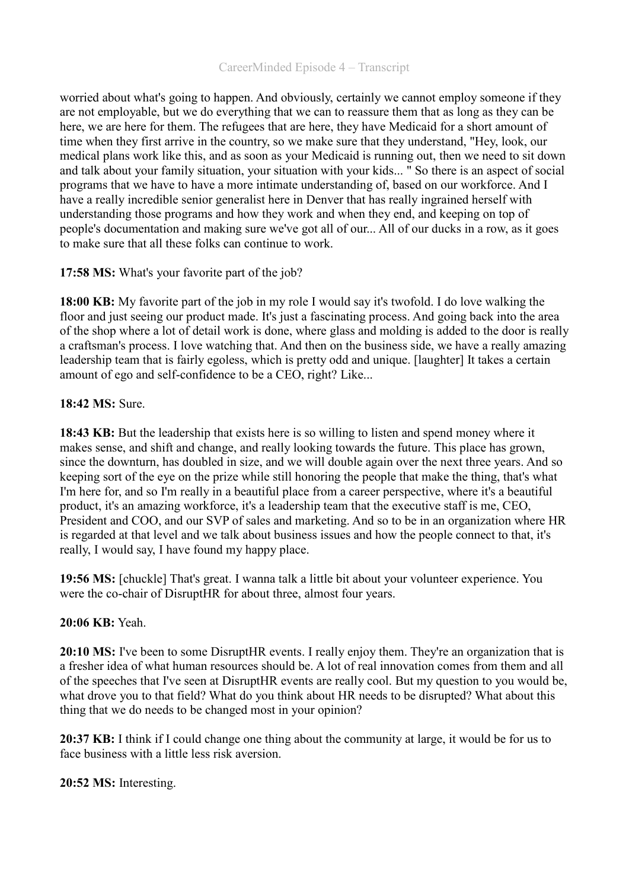worried about what's going to happen. And obviously, certainly we cannot employ someone if they are not employable, but we do everything that we can to reassure them that as long as they can be here, we are here for them. The refugees that are here, they have Medicaid for a short amount of time when they first arrive in the country, so we make sure that they understand, "Hey, look, our medical plans work like this, and as soon as your Medicaid is running out, then we need to sit down and talk about your family situation, your situation with your kids... " So there is an aspect of social programs that we have to have a more intimate understanding of, based on our workforce. And I have a really incredible senior generalist here in Denver that has really ingrained herself with understanding those programs and how they work and when they end, and keeping on top of people's documentation and making sure we've got all of our... All of our ducks in a row, as it goes to make sure that all these folks can continue to work.

**17:58 MS:** What's your favorite part of the job?

**18:00 KB:** My favorite part of the job in my role I would say it's twofold. I do love walking the floor and just seeing our product made. It's just a fascinating process. And going back into the area of the shop where a lot of detail work is done, where glass and molding is added to the door is really a craftsman's process. I love watching that. And then on the business side, we have a really amazing leadership team that is fairly egoless, which is pretty odd and unique. [laughter] It takes a certain amount of ego and self-confidence to be a CEO, right? Like...

**18:42 MS:** Sure.

**18:43 KB:** But the leadership that exists here is so willing to listen and spend money where it makes sense, and shift and change, and really looking towards the future. This place has grown, since the downturn, has doubled in size, and we will double again over the next three years. And so keeping sort of the eye on the prize while still honoring the people that make the thing, that's what I'm here for, and so I'm really in a beautiful place from a career perspective, where it's a beautiful product, it's an amazing workforce, it's a leadership team that the executive staff is me, CEO, President and COO, and our SVP of sales and marketing. And so to be in an organization where HR is regarded at that level and we talk about business issues and how the people connect to that, it's really, I would say, I have found my happy place.

**19:56 MS:** [chuckle] That's great. I wanna talk a little bit about your volunteer experience. You were the co-chair of DisruptHR for about three, almost four years.

**20:06 KB:** Yeah.

**20:10 MS:** I've been to some DisruptHR events. I really enjoy them. They're an organization that is a fresher idea of what human resources should be. A lot of real innovation comes from them and all of the speeches that I've seen at DisruptHR events are really cool. But my question to you would be, what drove you to that field? What do you think about HR needs to be disrupted? What about this thing that we do needs to be changed most in your opinion?

**20:37 KB:** I think if I could change one thing about the community at large, it would be for us to face business with a little less risk aversion.

**20:52 MS:** Interesting.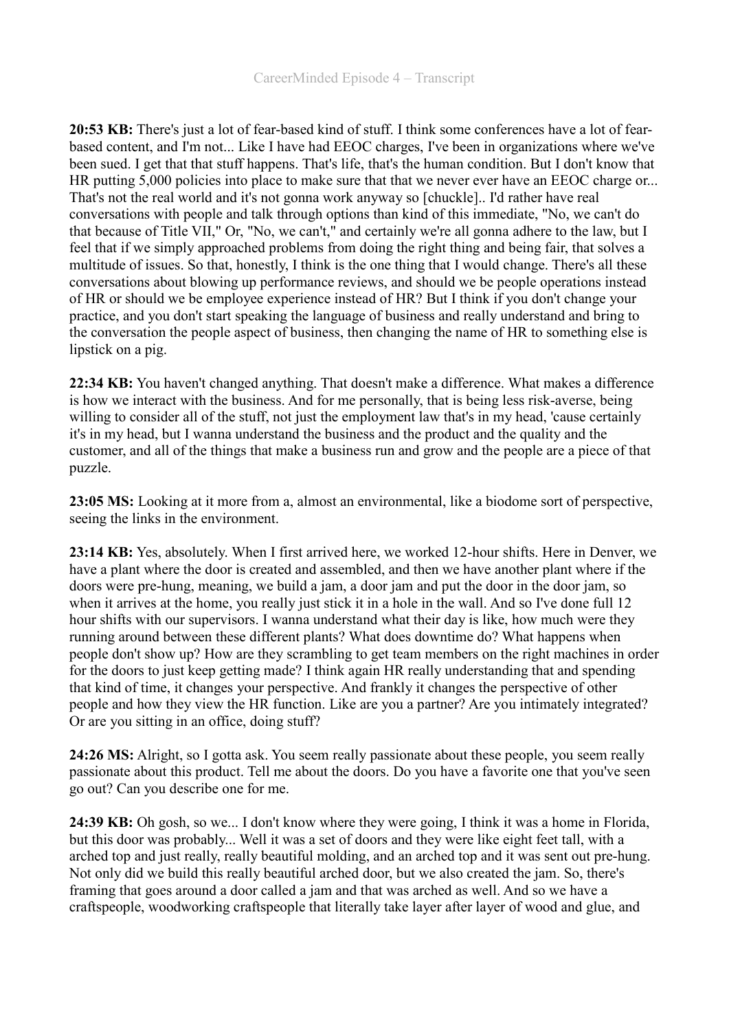**20:53 KB:** There's just a lot of fear-based kind of stuff. I think some conferences have a lot of fear-based content, and I'm not... Like I have had EEOC charges, I've been in organizations where we've been sued. I get that that stuff happens. That's life, that's the human condition. But I don't know that HR putting 5,000 policies into place to make sure that that we never ever have an EEOC charge or... That's not the real world and it's not gonna work anyway so [chuckle].. I'd rather have real conversations with people and talk through options than kind of this immediate, "No, we can't do that because of Title VII," Or, "No, we can't," and certainly we're all gonna adhere to the law, but I feel that if we simply approached problems from doing the right thing and being fair, that solves a multitude of issues. So that, honestly, I think is the one thing that I would change. There's all these conversations about blowing up performance reviews, and should we be people operations instead of HR or should we be employee experience instead of HR? But I think if you don't change your practice, and you don't start speaking the language of business and really understand and bring to the conversation the people aspect of business, then changing the name of HR to something else is lipstick on a pig.

**22:34 KB:** You haven't changed anything. That doesn't make a difference. What makes a difference is how we interact with the business. And for me personally, that is being less risk-averse, being willing to consider all of the stuff, not just the employment law that's in my head, 'cause certainly it's in my head, but I wanna understand the business and the product and the quality and the customer, and all of the things that make a business run and grow and the people are a piece of that puzzle.

**23:05 MS:** Looking at it more from a, almost an environmental, like a biodome sort of perspective, seeing the links in the environment.

**23:14 KB:** Yes, absolutely. When I first arrived here, we worked 12-hour shifts. Here in Denver, we have a plant where the door is created and assembled, and then we have another plant where if the doors were pre-hung, meaning, we build a jam, a door jam and put the door in the door jam, so when it arrives at the home, you really just stick it in a hole in the wall. And so I've done full 12 hour shifts with our supervisors. I wanna understand what their day is like, how much were they running around between these different plants? What does downtime do? What happens when people don't show up? How are they scrambling to get team members on the right machines in order for the doors to just keep getting made? I think again HR really understanding that and spending that kind of time, it changes your perspective. And frankly it changes the perspective of other people and how they view the HR function. Like are you a partner? Are you intimately integrated? Or are you sitting in an office, doing stuff?

**24:26 MS:** Alright, so I gotta ask. You seem really passionate about these people, you seem really passionate about this product. Tell me about the doors. Do you have a favorite one that you've seen go out? Can you describe one for me.

**24:39 KB:** Oh gosh, so we... I don't know where they were going, I think it was a home in Florida, but this door was probably... Well it was a set of doors and they were like eight feet tall, with a arched top and just really, really beautiful molding, and an arched top and it was sent out pre-hung. Not only did we build this really beautiful arched door, but we also created the jam. So, there's framing that goes around a door called a jam and that was arched as well. And so we have a craftspeople, woodworking craftspeople that literally take layer after layer of wood and glue, and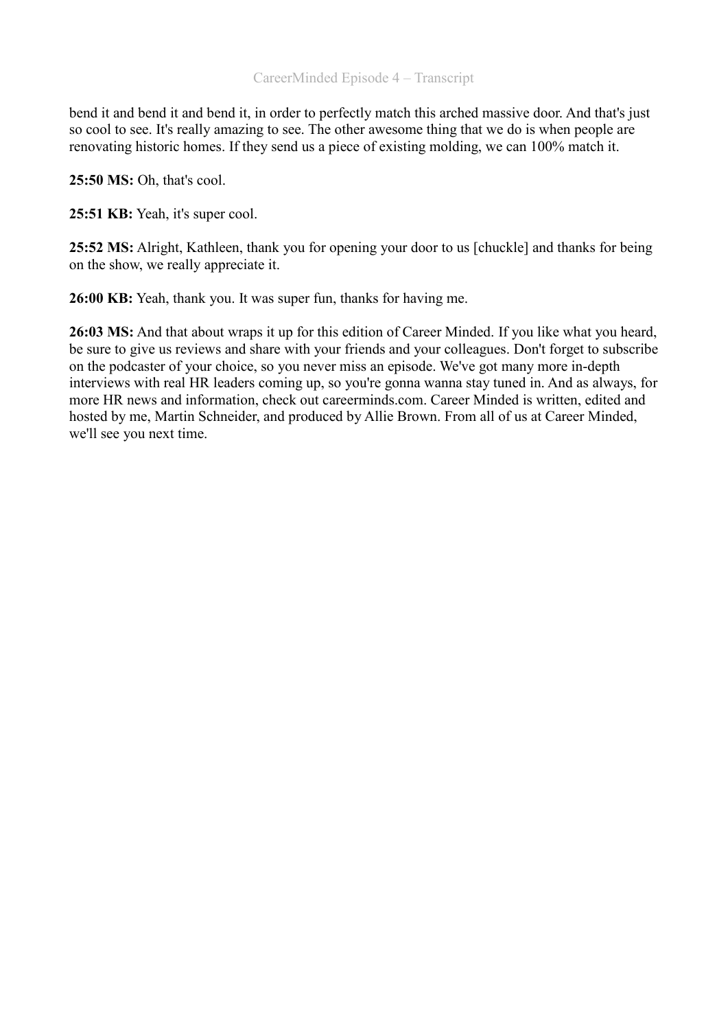bend it and bend it and bend it, in order to perfectly match this arched massive door. And that's just so cool to see. It's really amazing to see. The other awesome thing that we do is when people are renovating historic homes. If they send us a piece of existing molding, we can 100% match it.

**25:50 MS:** Oh, that's cool.

**25:51 KB:** Yeah, it's super cool.

**25:52 MS:** Alright, Kathleen, thank you for opening your door to us [chuckle] and thanks for being on the show, we really appreciate it.

**26:00 KB:** Yeah, thank you. It was super fun, thanks for having me.

**26:03 MS:** And that about wraps it up for this edition of Career Minded. If you like what you heard, be sure to give us reviews and share with your friends and your colleagues. Don't forget to subscribe on the podcaster of your choice, so you never miss an episode. We've got many more in-depth interviews with real HR leaders coming up, so you're gonna wanna stay tuned in. And as always, for more HR news and information, check out careerminds.com. Career Minded is written, edited and hosted by me, Martin Schneider, and produced by Allie Brown. From all of us at Career Minded, we'll see you next time.